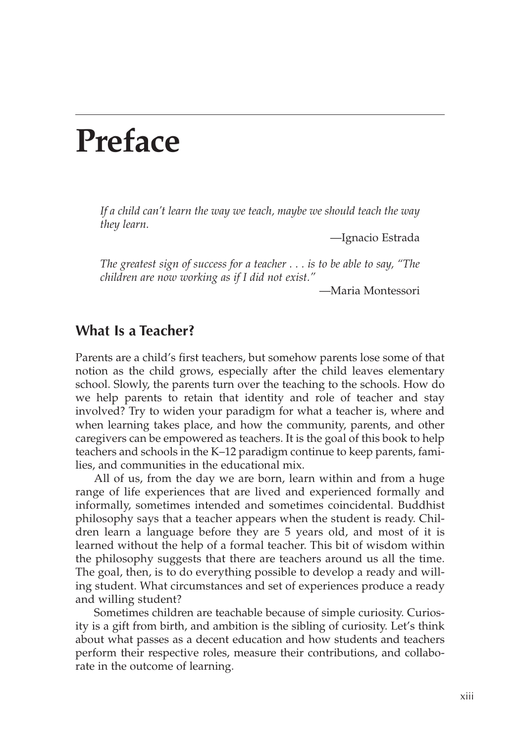# Preface

*If a child can't learn the way we teach, maybe we should teach the way they learn.*

—Ignacio Estrada

*The greatest sign of success for a teacher . . . is to be able to say, "The children are now working as if I did not exist."*

—Maria Montessori

## What Is a Teacher?

Parents are a child's first teachers, but somehow parents lose some of that notion as the child grows, especially after the child leaves elementary school. Slowly, the parents turn over the teaching to the schools. How do we help parents to retain that identity and role of teacher and stay involved? Try to widen your paradigm for what a teacher is, where and when learning takes place, and how the community, parents, and other caregivers can be empowered as teachers. It is the goal of this book to help teachers and schools in the K–12 paradigm continue to keep parents, families, and communities in the educational mix.

All of us, from the day we are born, learn within and from a huge range of life experiences that are lived and experienced formally and informally, sometimes intended and sometimes coincidental. Buddhist philosophy says that a teacher appears when the student is ready. Children learn a language before they are 5 years old, and most of it is learned without the help of a formal teacher. This bit of wisdom within the philosophy suggests that there are teachers around us all the time. The goal, then, is to do everything possible to develop a ready and willing student. What circumstances and set of experiences produce a ready and willing student?

Sometimes children are teachable because of simple curiosity. Curiosity is a gift from birth, and ambition is the sibling of curiosity. Let's think about what passes as a decent education and how students and teachers perform their respective roles, measure their contributions, and collaborate in the outcome of learning.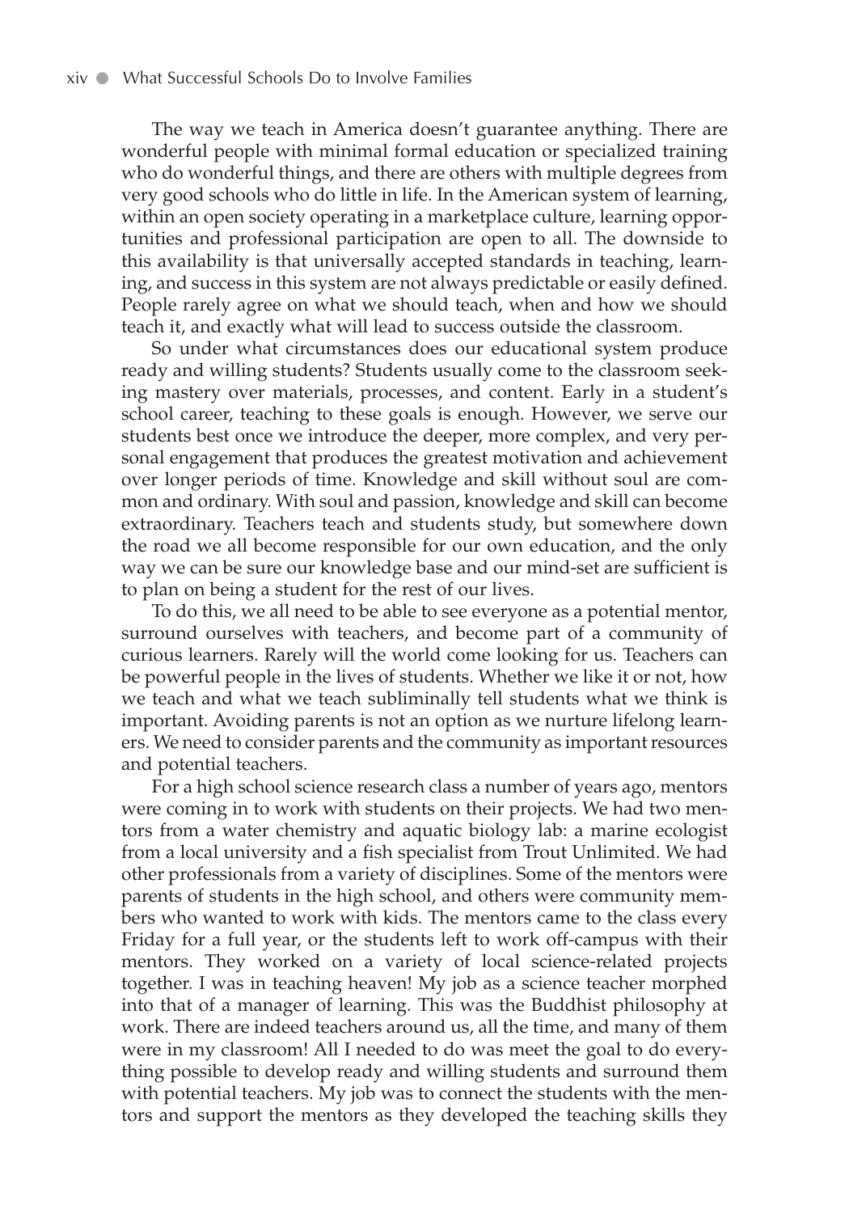The way we teach in America doesn't guarantee anything. There are wonderful people with minimal formal education or specialized training who do wonderful things, and there are others with multiple degrees from very good schools who do little in life. In the American system of learning, within an open society operating in a marketplace culture, learning opportunities and professional participation are open to all. The downside to this availability is that universally accepted standards in teaching, learning, and success in this system are not always predictable or easily defined. People rarely agree on what we should teach, when and how we should teach it, and exactly what will lead to success outside the classroom.

So under what circumstances does our educational system produce ready and willing students? Students usually come to the classroom seeking mastery over materials, processes, and content. Early in a student's school career, teaching to these goals is enough. However, we serve our students best once we introduce the deeper, more complex, and very personal engagement that produces the greatest motivation and achievement over longer periods of time. Knowledge and skill without soul are common and ordinary. With soul and passion, knowledge and skill can become extraordinary. Teachers teach and students study, but somewhere down the road we all become responsible for our own education, and the only way we can be sure our knowledge base and our mind-set are sufficient is to plan on being a student for the rest of our lives.

To do this, we all need to be able to see everyone as a potential mentor, surround ourselves with teachers, and become part of a community of curious learners. Rarely will the world come looking for us. Teachers can be powerful people in the lives of students. Whether we like it or not, how we teach and what we teach subliminally tell students what we think is important. Avoiding parents is not an option as we nurture lifelong learners. We need to consider parents and the community as important resources and potential teachers.

For a high school science research class a number of years ago, mentors were coming in to work with students on their projects. We had two mentors from a water chemistry and aquatic biology lab: a marine ecologist from a local university and a fish specialist from Trout Unlimited. We had other professionals from a variety of disciplines. Some of the mentors were parents of students in the high school, and others were community members who wanted to work with kids. The mentors came to the class every Friday for a full year, or the students left to work off-campus with their mentors. They worked on a variety of local science-related projects together. I was in teaching heaven! My job as a science teacher morphed into that of a manager of learning. This was the Buddhist philosophy at work. There are indeed teachers around us, all the time, and many of them were in my classroom! All I needed to do was meet the goal to do everything possible to develop ready and willing students and surround them with potential teachers. My job was to connect the students with the mentors and support the mentors as they developed the teaching skills they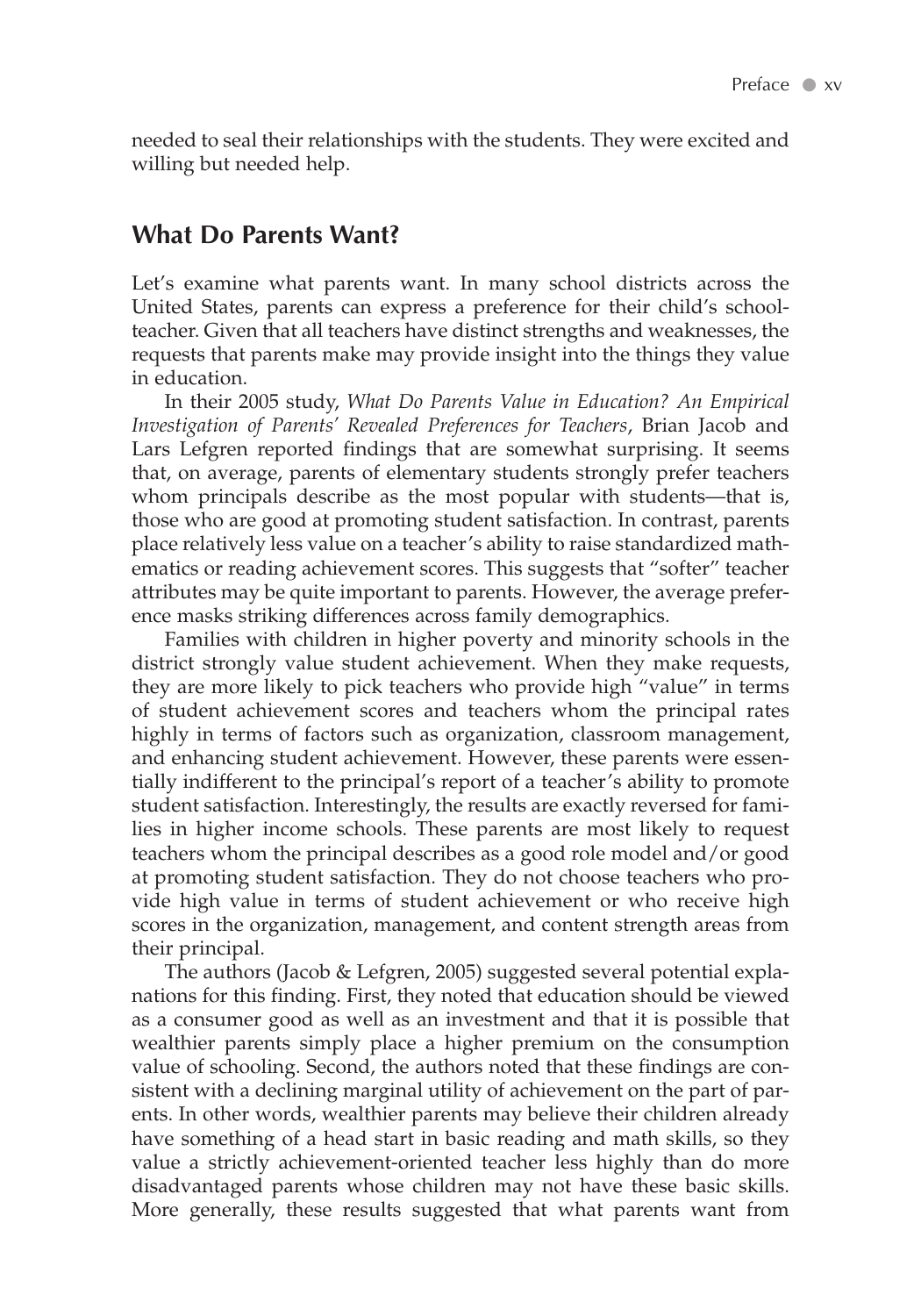needed to seal their relationships with the students. They were excited and willing but needed help.

## What Do Parents Want?

Let's examine what parents want. In many school districts across the United States, parents can express a preference for their child's schoolteacher. Given that all teachers have distinct strengths and weaknesses, the requests that parents make may provide insight into the things they value in education.

In their 2005 study, *What Do Parents Value in Education? An Empirical Investigation of Parents' Revealed Preferences for Teachers*, Brian Jacob and Lars Lefgren reported findings that are somewhat surprising. It seems that, on average, parents of elementary students strongly prefer teachers whom principals describe as the most popular with students—that is, those who are good at promoting student satisfaction. In contrast, parents place relatively less value on a teacher's ability to raise standardized mathematics or reading achievement scores. This suggests that "softer" teacher attributes may be quite important to parents. However, the average preference masks striking differences across family demographics.

Families with children in higher poverty and minority schools in the district strongly value student achievement. When they make requests, they are more likely to pick teachers who provide high "value" in terms of student achievement scores and teachers whom the principal rates highly in terms of factors such as organization, classroom management, and enhancing student achievement. However, these parents were essentially indifferent to the principal's report of a teacher's ability to promote student satisfaction. Interestingly, the results are exactly reversed for families in higher income schools. These parents are most likely to request teachers whom the principal describes as a good role model and/or good at promoting student satisfaction. They do not choose teachers who provide high value in terms of student achievement or who receive high scores in the organization, management, and content strength areas from their principal.

The authors (Jacob & Lefgren, 2005) suggested several potential explanations for this finding. First, they noted that education should be viewed as a consumer good as well as an investment and that it is possible that wealthier parents simply place a higher premium on the consumption value of schooling. Second, the authors noted that these findings are consistent with a declining marginal utility of achievement on the part of parents. In other words, wealthier parents may believe their children already have something of a head start in basic reading and math skills, so they value a strictly achievement-oriented teacher less highly than do more disadvantaged parents whose children may not have these basic skills. More generally, these results suggested that what parents want from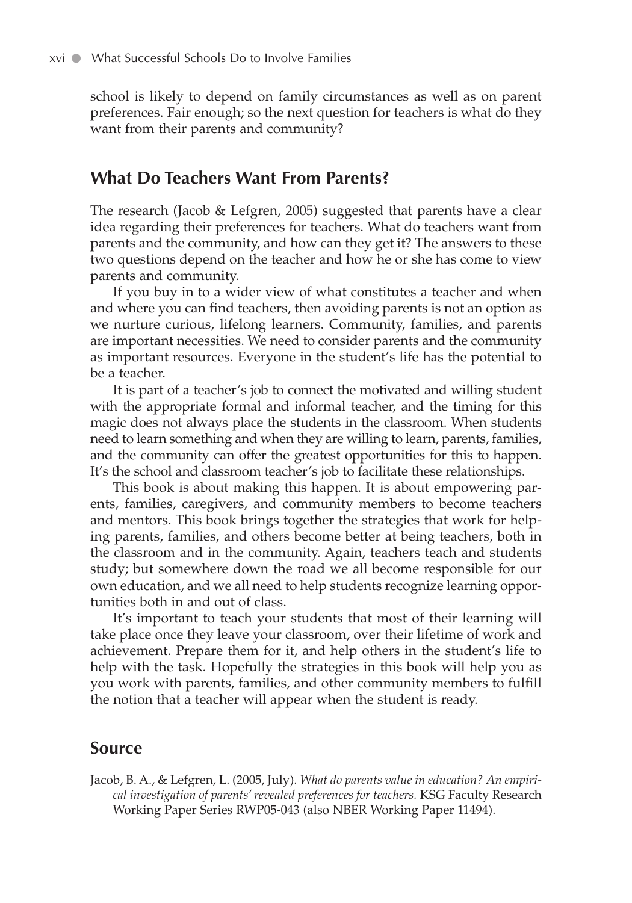school is likely to depend on family circumstances as well as on parent preferences. Fair enough; so the next question for teachers is what do they want from their parents and community?

## What Do Teachers Want From Parents?

The research (Jacob & Lefgren, 2005) suggested that parents have a clear idea regarding their preferences for teachers. What do teachers want from parents and the community, and how can they get it? The answers to these two questions depend on the teacher and how he or she has come to view parents and community.

If you buy in to a wider view of what constitutes a teacher and when and where you can find teachers, then avoiding parents is not an option as we nurture curious, lifelong learners. Community, families, and parents are important necessities. We need to consider parents and the community as important resources. Everyone in the student's life has the potential to be a teacher.

It is part of a teacher's job to connect the motivated and willing student with the appropriate formal and informal teacher, and the timing for this magic does not always place the students in the classroom. When students need to learn something and when they are willing to learn, parents, families, and the community can offer the greatest opportunities for this to happen. It's the school and classroom teacher's job to facilitate these relationships.

This book is about making this happen. It is about empowering parents, families, caregivers, and community members to become teachers and mentors. This book brings together the strategies that work for helping parents, families, and others become better at being teachers, both in the classroom and in the community. Again, teachers teach and students study; but somewhere down the road we all become responsible for our own education, and we all need to help students recognize learning opportunities both in and out of class.

It's important to teach your students that most of their learning will take place once they leave your classroom, over their lifetime of work and achievement. Prepare them for it, and help others in the student's life to help with the task. Hopefully the strategies in this book will help you as you work with parents, families, and other community members to fulfill the notion that a teacher will appear when the student is ready.

## Source

Jacob, B. A., & Lefgren, L. (2005, July). *What do parents value in education? An empirical investigation of parents' revealed preferences for teachers.* KSG Faculty Research Working Paper Series RWP05-043 (also NBER Working Paper 11494).